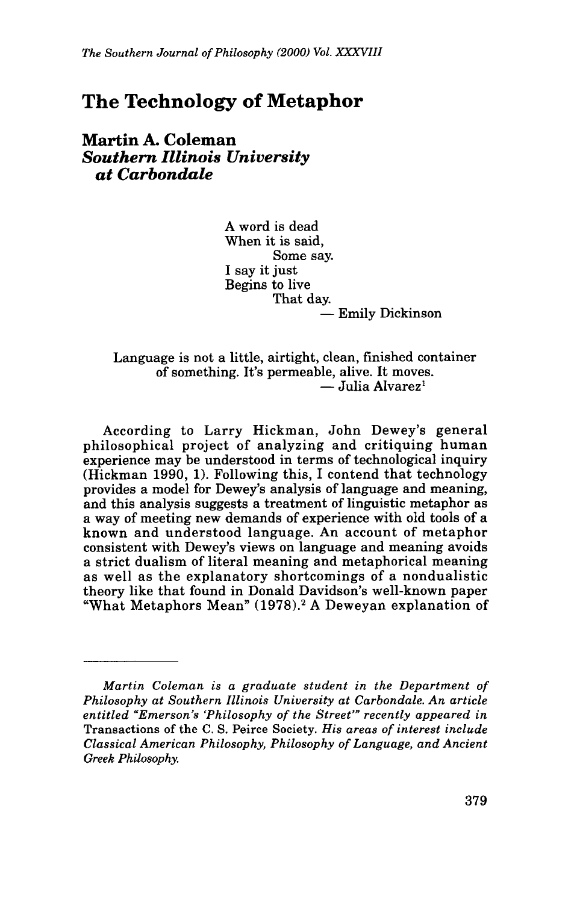# The Technology of Metaphor

**Martin A. Coleman**
***Southern Illinois University at Carbondale***

> A word is dead
> When it is said,
> Some say.
> I say it just
> Begins to live
> That day.
> — Emily Dickinson

> Language is not a little, airtight, clean, finished container of something. It's permeable, alive. It moves.
> — Julia Alvarez[1]

According to Larry Hickman, John Dewey's general philosophical project of analyzing and critiquing human experience may be understood in terms of technological inquiry (Hickman 1990, 1). Following this, I contend that technology provides a model for Dewey's analysis of language and meaning, and this analysis suggests a treatment of linguistic metaphor as a way of meeting new demands of experience with old tools of a known and understood language. An account of metaphor consistent with Dewey's views on language and meaning avoids a strict dualism of literal meaning and metaphorical meaning as well as the explanatory shortcomings of a nondualistic theory like that found in Donald Davidson's well-known paper "What Metaphors Mean" (1978).[2] A Deweyan explanation of

---

*Martin Coleman is a graduate student in the Department of Philosophy at Southern Illinois University at Carbondale. An article entitled "Emerson's 'Philosophy of the Street'" recently appeared in* Transactions of the C. S. Peirce Society. *His areas of interest include Classical American Philosophy, Philosophy of Language, and Ancient Greek Philosophy.*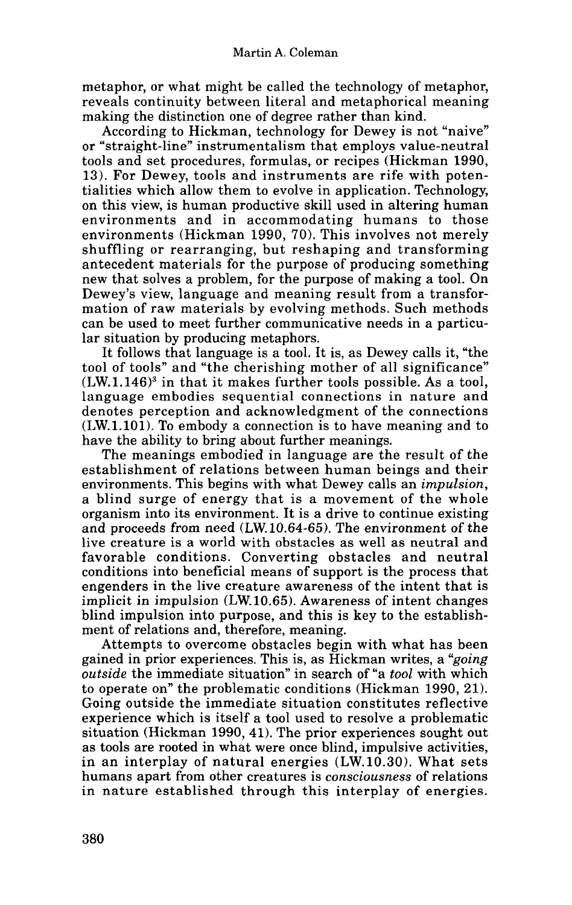metaphor, or what might be called the technology of metaphor, reveals continuity between literal and metaphorical meaning making the distinction one of degree rather than kind.

According to Hickman, technology for Dewey is not "naive" or "straight-line" instrumentalism that employs value-neutral tools and set procedures, formulas, or recipes (Hickman 1990, 13). For Dewey, tools and instruments are rife with potentialities which allow them to evolve in application. Technology, on this view, is human productive skill used in altering human environments and in accommodating humans to those environments (Hickman 1990, 70). This involves not merely shuffling or rearranging, but reshaping and transforming antecedent materials for the purpose of producing something new that solves a problem, for the purpose of making a tool. On Dewey's view, language and meaning result from a transformation of raw materials by evolving methods. Such methods can be used to meet further communicative needs in a particular situation by producing metaphors.

It follows that language is a tool. It is, as Dewey calls it, "the tool of tools" and "the cherishing mother of all significance" (LW.1.146)[3] in that it makes further tools possible. As a tool, language embodies sequential connections in nature and denotes perception and acknowledgment of the connections (LW.1.101). To embody a connection is to have meaning and to have the ability to bring about further meanings.

The meanings embodied in language are the result of the establishment of relations between human beings and their environments. This begins with what Dewey calls an *impulsion*, a blind surge of energy that is a movement of the whole organism into its environment. It is a drive to continue existing and proceeds from need (LW.10.64-65). The environment of the live creature is a world with obstacles as well as neutral and favorable conditions. Converting obstacles and neutral conditions into beneficial means of support is the process that engenders in the live creature awareness of the intent that is implicit in impulsion (LW.10.65). Awareness of intent changes blind impulsion into purpose, and this is key to the establishment of relations and, therefore, meaning.

Attempts to overcome obstacles begin with what has been gained in prior experiences. This is, as Hickman writes, a "*going outside* the immediate situation" in search of "a *tool* with which to operate on" the problematic conditions (Hickman 1990, 21). Going outside the immediate situation constitutes reflective experience which is itself a tool used to resolve a problematic situation (Hickman 1990, 41). The prior experiences sought out as tools are rooted in what were once blind, impulsive activities, in an interplay of natural energies (LW.10.30). What sets humans apart from other creatures is *consciousness* of relations in nature established through this interplay of energies.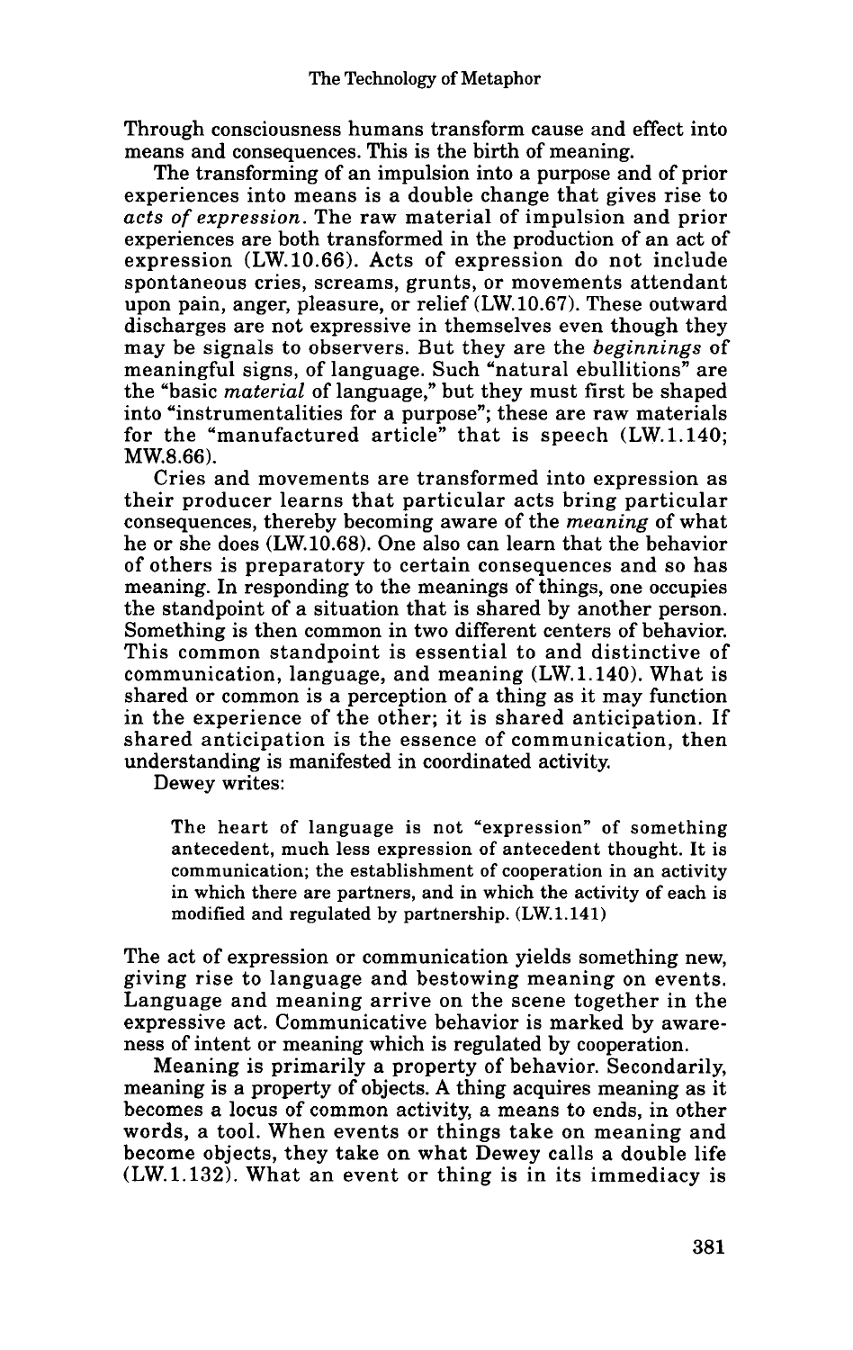Through consciousness humans transform cause and effect into means and consequences. This is the birth of meaning.

The transforming of an impulsion into a purpose and of prior experiences into means is a double change that gives rise to *acts of expression*. The raw material of impulsion and prior experiences are both transformed in the production of an act of expression (LW.10.66). Acts of expression do not include spontaneous cries, screams, grunts, or movements attendant upon pain, anger, pleasure, or relief (LW.10.67). These outward discharges are not expressive in themselves even though they may be signals to observers. But they are the *beginnings* of meaningful signs, of language. Such "natural ebullitions" are the "basic *material* of language," but they must first be shaped into "instrumentalities for a purpose"; these are raw materials for the "manufactured article" that is speech (LW.1.140; MW.8.66).

Cries and movements are transformed into expression as their producer learns that particular acts bring particular consequences, thereby becoming aware of the *meaning* of what he or she does (LW.10.68). One also can learn that the behavior of others is preparatory to certain consequences and so has meaning. In responding to the meanings of things, one occupies the standpoint of a situation that is shared by another person. Something is then common in two different centers of behavior. This common standpoint is essential to and distinctive of communication, language, and meaning (LW.1.140). What is shared or common is a perception of a thing as it may function in the experience of the other; it is shared anticipation. If shared anticipation is the essence of communication, then understanding is manifested in coordinated activity.

Dewey writes:

> The heart of language is not "expression" of something antecedent, much less expression of antecedent thought. It is communication; the establishment of cooperation in an activity in which there are partners, and in which the activity of each is modified and regulated by partnership. (LW.1.141)

The act of expression or communication yields something new, giving rise to language and bestowing meaning on events. Language and meaning arrive on the scene together in the expressive act. Communicative behavior is marked by awareness of intent or meaning which is regulated by cooperation.

Meaning is primarily a property of behavior. Secondarily, meaning is a property of objects. A thing acquires meaning as it becomes a locus of common activity, a means to ends, in other words, a tool. When events or things take on meaning and become objects, they take on what Dewey calls a double life (LW.1.132). What an event or thing is in its immediacy is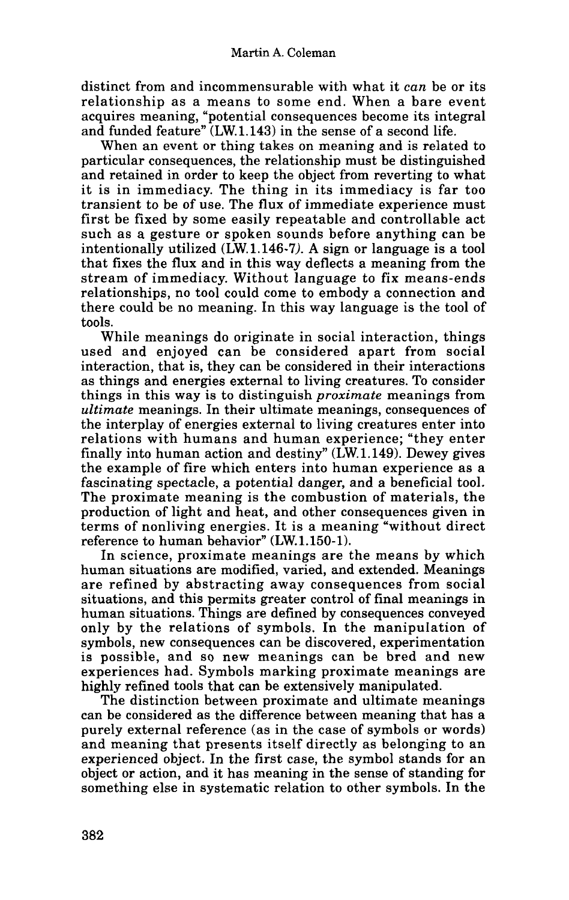distinct from and incommensurable with what it *can* be or its relationship as a means to some end. When a bare event acquires meaning, "potential consequences become its integral and funded feature" (LW.1.143) in the sense of a second life.

When an event or thing takes on meaning and is related to particular consequences, the relationship must be distinguished and retained in order to keep the object from reverting to what it is in immediacy. The thing in its immediacy is far too transient to be of use. The flux of immediate experience must first be fixed by some easily repeatable and controllable act such as a gesture or spoken sounds before anything can be intentionally utilized (LW.1.146-7). A sign or language is a tool that fixes the flux and in this way deflects a meaning from the stream of immediacy. Without language to fix means-ends relationships, no tool could come to embody a connection and there could be no meaning. In this way language is the tool of tools.

While meanings do originate in social interaction, things used and enjoyed can be considered apart from social interaction, that is, they can be considered in their interactions as things and energies external to living creatures. To consider things in this way is to distinguish *proximate* meanings from *ultimate* meanings. In their ultimate meanings, consequences of the interplay of energies external to living creatures enter into relations with humans and human experience; "they enter finally into human action and destiny" (LW.1.149). Dewey gives the example of fire which enters into human experience as a fascinating spectacle, a potential danger, and a beneficial tool. The proximate meaning is the combustion of materials, the production of light and heat, and other consequences given in terms of nonliving energies. It is a meaning "without direct reference to human behavior" (LW.1.150-1).

In science, proximate meanings are the means by which human situations are modified, varied, and extended. Meanings are refined by abstracting away consequences from social situations, and this permits greater control of final meanings in human situations. Things are defined by consequences conveyed only by the relations of symbols. In the manipulation of symbols, new consequences can be discovered, experimentation is possible, and so new meanings can be bred and new experiences had. Symbols marking proximate meanings are highly refined tools that can be extensively manipulated.

The distinction between proximate and ultimate meanings can be considered as the difference between meaning that has a purely external reference (as in the case of symbols or words) and meaning that presents itself directly as belonging to an experienced object. In the first case, the symbol stands for an object or action, and it has meaning in the sense of standing for something else in systematic relation to other symbols. In the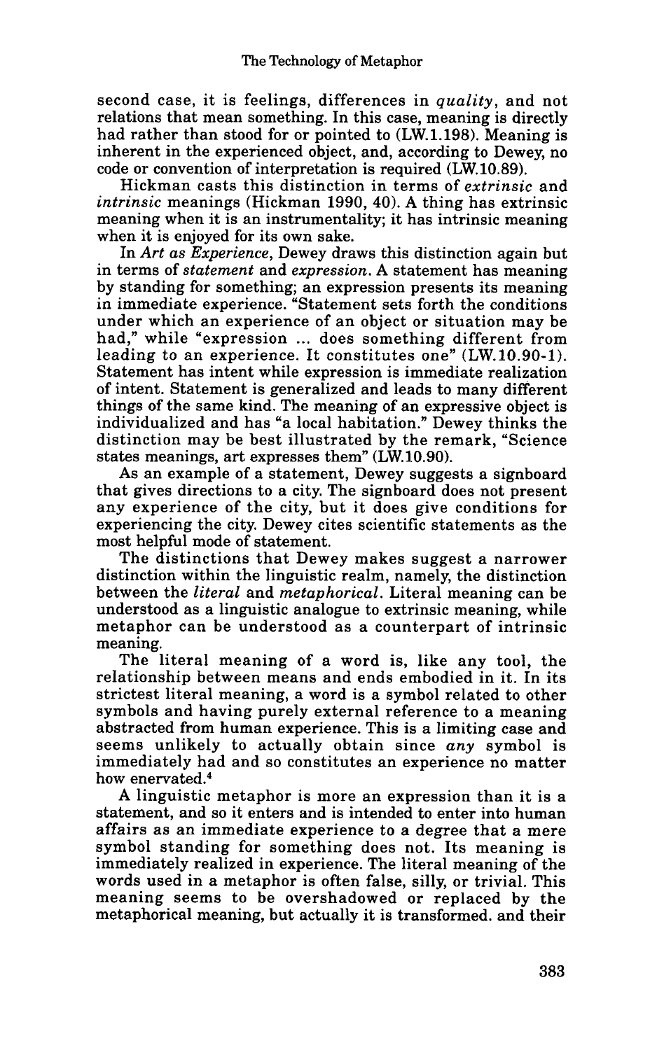second case, it is feelings, differences in *quality*, and not relations that mean something. In this case, meaning is directly had rather than stood for or pointed to (LW.1.198). Meaning is inherent in the experienced object, and, according to Dewey, no code or convention of interpretation is required (LW.10.89).

Hickman casts this distinction in terms of *extrinsic* and *intrinsic* meanings (Hickman 1990, 40). A thing has extrinsic meaning when it is an instrumentality; it has intrinsic meaning when it is enjoyed for its own sake.

In *Art as Experience*, Dewey draws this distinction again but in terms of *statement* and *expression*. A statement has meaning by standing for something; an expression presents its meaning in immediate experience. "Statement sets forth the conditions under which an experience of an object or situation may be had," while "expression ... does something different from leading to an experience. It constitutes one" (LW.10.90-1). Statement has intent while expression is immediate realization of intent. Statement is generalized and leads to many different things of the same kind. The meaning of an expressive object is individualized and has "a local habitation." Dewey thinks the distinction may be best illustrated by the remark, "Science states meanings, art expresses them" (LW.10.90).

As an example of a statement, Dewey suggests a signboard that gives directions to a city. The signboard does not present any experience of the city, but it does give conditions for experiencing the city. Dewey cites scientific statements as the most helpful mode of statement.

The distinctions that Dewey makes suggest a narrower distinction within the linguistic realm, namely, the distinction between the *literal* and *metaphorical*. Literal meaning can be understood as a linguistic analogue to extrinsic meaning, while metaphor can be understood as a counterpart of intrinsic meaning.

The literal meaning of a word is, like any tool, the relationship between means and ends embodied in it. In its strictest literal meaning, a word is a symbol related to other symbols and having purely external reference to a meaning abstracted from human experience. This is a limiting case and seems unlikely to actually obtain since *any* symbol is immediately had and so constitutes an experience no matter how enervated.[4]

A linguistic metaphor is more an expression than it is a statement, and so it enters and is intended to enter into human affairs as an immediate experience to a degree that a mere symbol standing for something does not. Its meaning is immediately realized in experience. The literal meaning of the words used in a metaphor is often false, silly, or trivial. This meaning seems to be overshadowed or replaced by the metaphorical meaning, but actually it is transformed. and their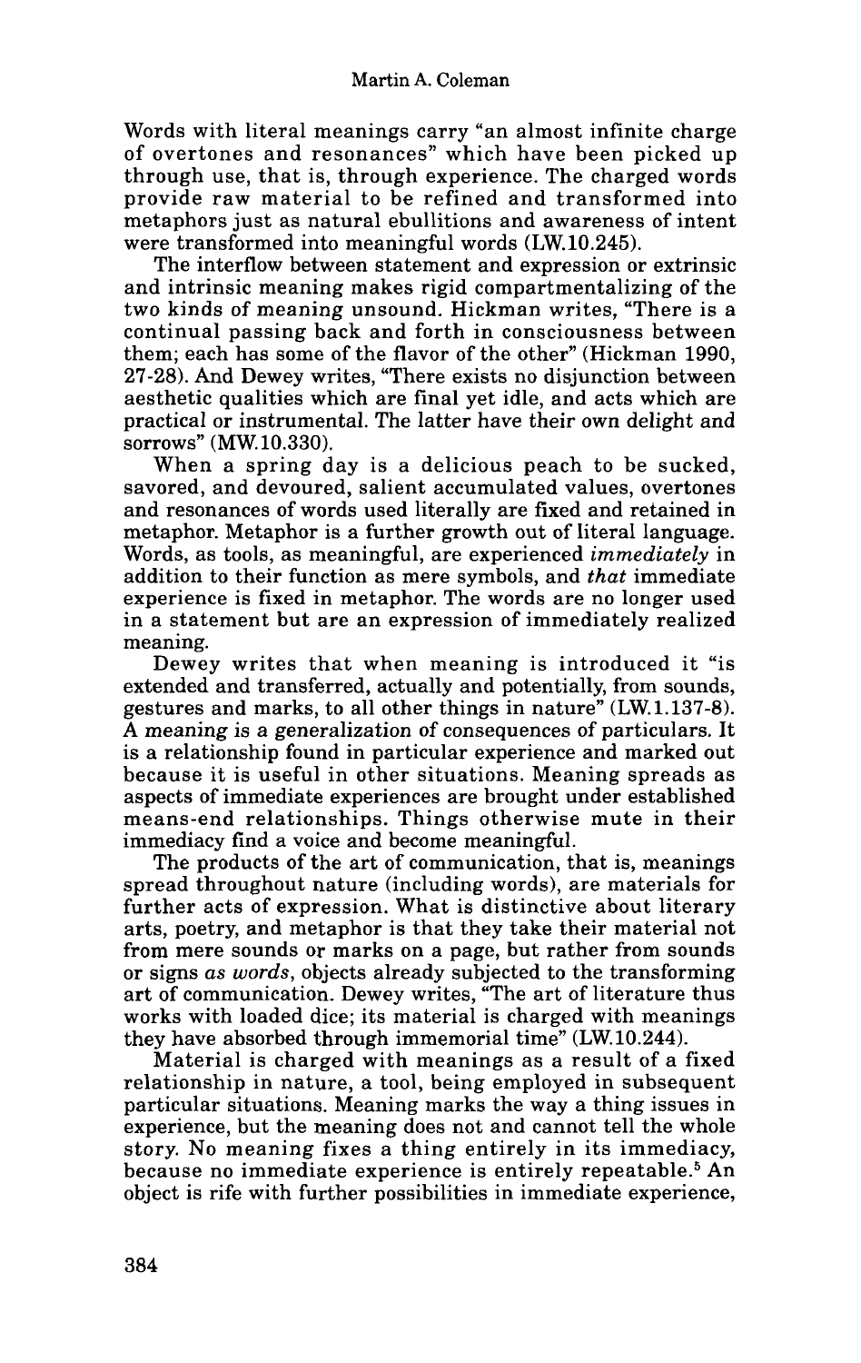Words with literal meanings carry "an almost infinite charge of overtones and resonances" which have been picked up through use, that is, through experience. The charged words provide raw material to be refined and transformed into metaphors just as natural ebullitions and awareness of intent were transformed into meaningful words (LW.10.245).

The interflow between statement and expression or extrinsic and intrinsic meaning makes rigid compartmentalizing of the two kinds of meaning unsound. Hickman writes, "There is a continual passing back and forth in consciousness between them; each has some of the flavor of the other" (Hickman 1990, 27-28). And Dewey writes, "There exists no disjunction between aesthetic qualities which are final yet idle, and acts which are practical or instrumental. The latter have their own delight and sorrows" (MW.10.330).

When a spring day is a delicious peach to be sucked, savored, and devoured, salient accumulated values, overtones and resonances of words used literally are fixed and retained in metaphor. Metaphor is a further growth out of literal language. Words, as tools, as meaningful, are experienced *immediately* in addition to their function as mere symbols, and *that* immediate experience is fixed in metaphor. The words are no longer used in a statement but are an expression of immediately realized meaning.

Dewey writes that when meaning is introduced it "is extended and transferred, actually and potentially, from sounds, gestures and marks, to all other things in nature" (LW.1.137-8). A meaning is a generalization of consequences of particulars. It is a relationship found in particular experience and marked out because it is useful in other situations. Meaning spreads as aspects of immediate experiences are brought under established means-end relationships. Things otherwise mute in their immediacy find a voice and become meaningful.

The products of the art of communication, that is, meanings spread throughout nature (including words), are materials for further acts of expression. What is distinctive about literary arts, poetry, and metaphor is that they take their material not from mere sounds or marks on a page, but rather from sounds or signs *as words*, objects already subjected to the transforming art of communication. Dewey writes, "The art of literature thus works with loaded dice; its material is charged with meanings they have absorbed through immemorial time" (LW.10.244).

Material is charged with meanings as a result of a fixed relationship in nature, a tool, being employed in subsequent particular situations. Meaning marks the way a thing issues in experience, but the meaning does not and cannot tell the whole story. No meaning fixes a thing entirely in its immediacy, because no immediate experience is entirely repeatable.[5] An object is rife with further possibilities in immediate experience,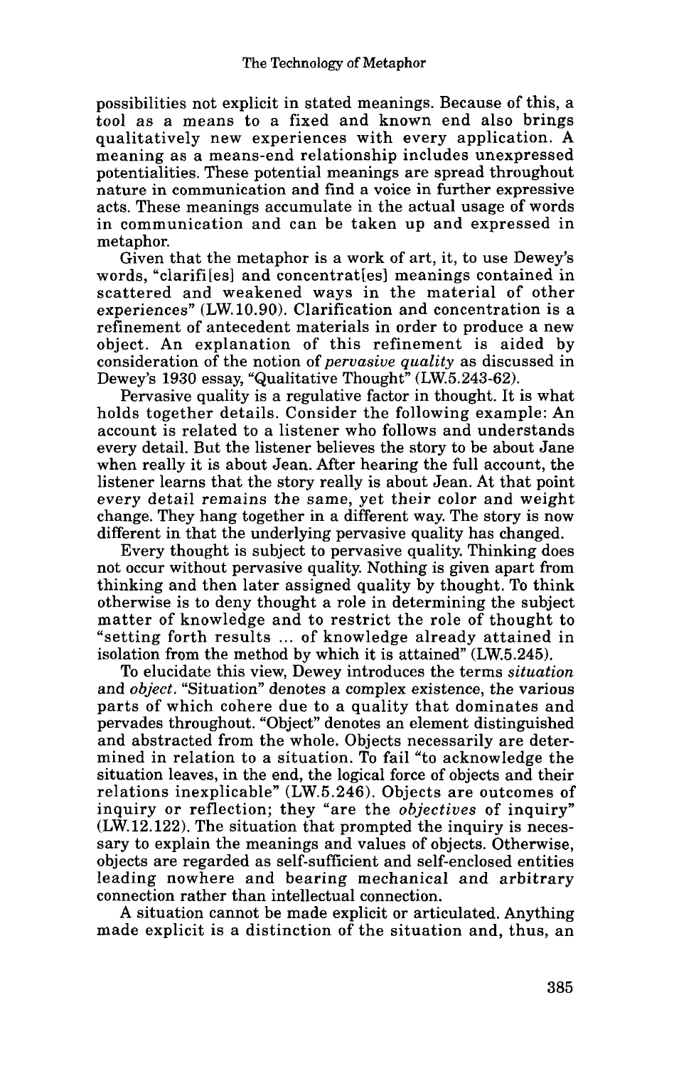possibilities not explicit in stated meanings. Because of this, a tool as a means to a fixed and known end also brings qualitatively new experiences with every application. A meaning as a means-end relationship includes unexpressed potentialities. These potential meanings are spread throughout nature in communication and find a voice in further expressive acts. These meanings accumulate in the actual usage of words in communication and can be taken up and expressed in metaphor.

Given that the metaphor is a work of art, it, to use Dewey's words, "clarifi[es] and concentrat[es] meanings contained in scattered and weakened ways in the material of other experiences" (LW.10.90). Clarification and concentration is a refinement of antecedent materials in order to produce a new object. An explanation of this refinement is aided by consideration of the notion of *pervasive quality* as discussed in Dewey's 1930 essay, "Qualitative Thought" (LW.5.243-62).

Pervasive quality is a regulative factor in thought. It is what holds together details. Consider the following example: An account is related to a listener who follows and understands every detail. But the listener believes the story to be about Jane when really it is about Jean. After hearing the full account, the listener learns that the story really is about Jean. At that point every detail remains the same, yet their color and weight change. They hang together in a different way. The story is now different in that the underlying pervasive quality has changed.

Every thought is subject to pervasive quality. Thinking does not occur without pervasive quality. Nothing is given apart from thinking and then later assigned quality by thought. To think otherwise is to deny thought a role in determining the subject matter of knowledge and to restrict the role of thought to "setting forth results ... of knowledge already attained in isolation from the method by which it is attained" (LW.5.245).

To elucidate this view, Dewey introduces the terms *situation* and *object*. "Situation" denotes a complex existence, the various parts of which cohere due to a quality that dominates and pervades throughout. "Object" denotes an element distinguished and abstracted from the whole. Objects necessarily are determined in relation to a situation. To fail "to acknowledge the situation leaves, in the end, the logical force of objects and their relations inexplicable" (LW.5.246). Objects are outcomes of inquiry or reflection; they "are the *objectives* of inquiry" (LW.12.122). The situation that prompted the inquiry is necessary to explain the meanings and values of objects. Otherwise, objects are regarded as self-sufficient and self-enclosed entities leading nowhere and bearing mechanical and arbitrary connection rather than intellectual connection.

A situation cannot be made explicit or articulated. Anything made explicit is a distinction of the situation and, thus, an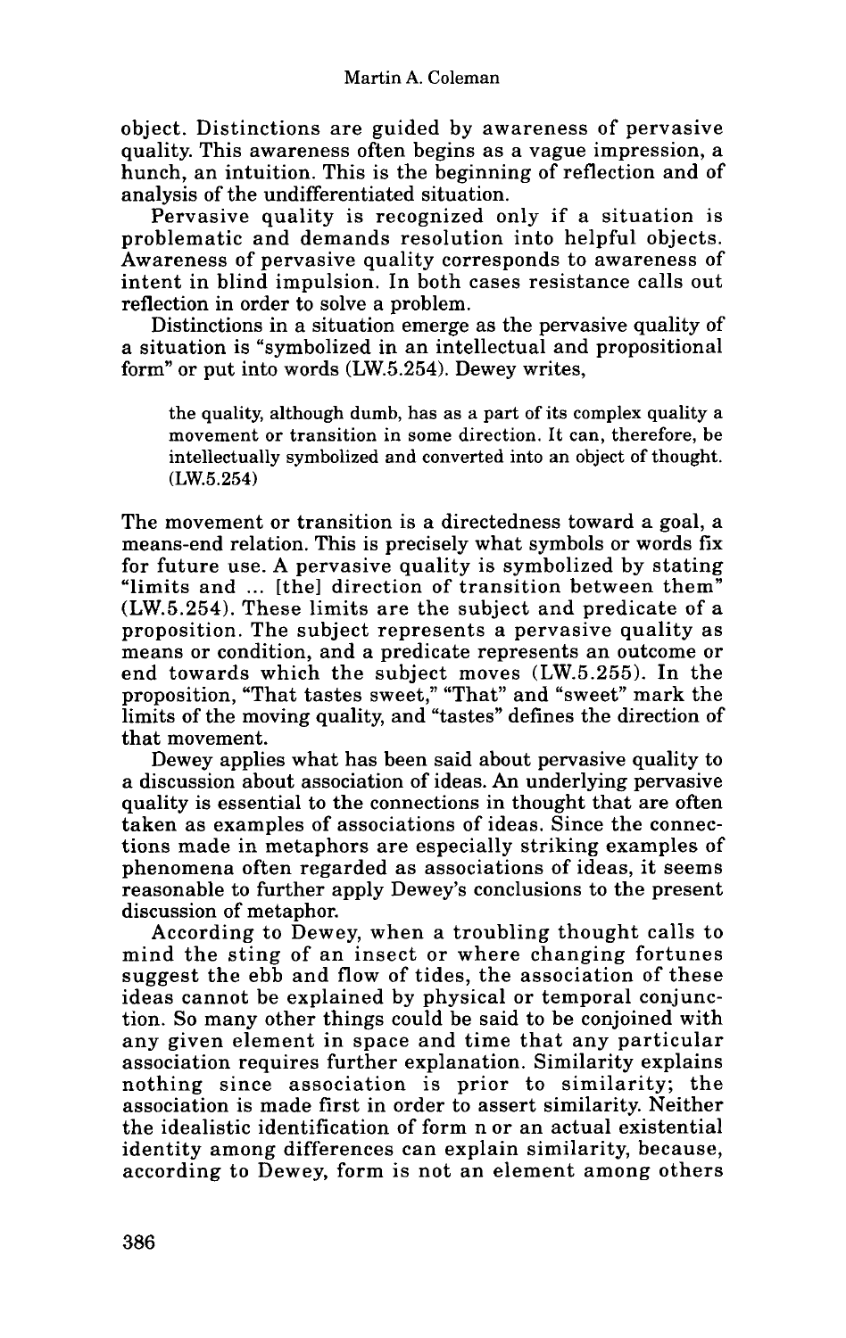object. Distinctions are guided by awareness of pervasive quality. This awareness often begins as a vague impression, a hunch, an intuition. This is the beginning of reflection and of analysis of the undifferentiated situation.

Pervasive quality is recognized only if a situation is problematic and demands resolution into helpful objects. Awareness of pervasive quality corresponds to awareness of intent in blind impulsion. In both cases resistance calls out reflection in order to solve a problem.

Distinctions in a situation emerge as the pervasive quality of a situation is "symbolized in an intellectual and propositional form" or put into words (LW.5.254). Dewey writes,

> the quality, although dumb, has as a part of its complex quality a movement or transition in some direction. It can, therefore, be intellectually symbolized and converted into an object of thought. (LW.5.254)

The movement or transition is a directedness toward a goal, a means-end relation. This is precisely what symbols or words fix for future use. A pervasive quality is symbolized by stating "limits and ... [the] direction of transition between them" (LW.5.254). These limits are the subject and predicate of a proposition. The subject represents a pervasive quality as means or condition, and a predicate represents an outcome or end towards which the subject moves (LW.5.255). In the proposition, "That tastes sweet," "That" and "sweet" mark the limits of the moving quality, and "tastes" defines the direction of that movement.

Dewey applies what has been said about pervasive quality to a discussion about association of ideas. An underlying pervasive quality is essential to the connections in thought that are often taken as examples of associations of ideas. Since the connections made in metaphors are especially striking examples of phenomena often regarded as associations of ideas, it seems reasonable to further apply Dewey's conclusions to the present discussion of metaphor.

According to Dewey, when a troubling thought calls to mind the sting of an insect or where changing fortunes suggest the ebb and flow of tides, the association of these ideas cannot be explained by physical or temporal conjunction. So many other things could be said to be conjoined with any given element in space and time that any particular association requires further explanation. Similarity explains nothing since association is prior to similarity; the association is made first in order to assert similarity. Neither the idealistic identification of form nor an actual existential identity among differences can explain similarity, because, according to Dewey, form is not an element among others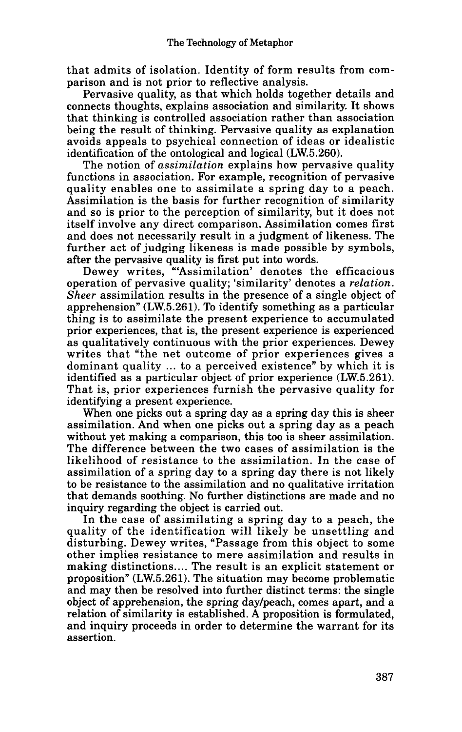that admits of isolation. Identity of form results from comparison and is not prior to reflective analysis.

Pervasive quality, as that which holds together details and connects thoughts, explains association and similarity. It shows that thinking is controlled association rather than association being the result of thinking. Pervasive quality as explanation avoids appeals to psychical connection of ideas or idealistic identification of the ontological and logical (LW.5.260).

The notion of *assimilation* explains how pervasive quality functions in association. For example, recognition of pervasive quality enables one to assimilate a spring day to a peach. Assimilation is the basis for further recognition of similarity and so is prior to the perception of similarity, but it does not itself involve any direct comparison. Assimilation comes first and does not necessarily result in a judgment of likeness. The further act of judging likeness is made possible by symbols, after the pervasive quality is first put into words.

Dewey writes, "'Assimilation' denotes the efficacious operation of pervasive quality; 'similarity' denotes a *relation*. *Sheer* assimilation results in the presence of a single object of apprehension" (LW.5.261). To identify something as a particular thing is to assimilate the present experience to accumulated prior experiences, that is, the present experience is experienced as qualitatively continuous with the prior experiences. Dewey writes that "the net outcome of prior experiences gives a dominant quality ... to a perceived existence" by which it is identified as a particular object of prior experience (LW.5.261). That is, prior experiences furnish the pervasive quality for identifying a present experience.

When one picks out a spring day as a spring day this is sheer assimilation. And when one picks out a spring day as a peach without yet making a comparison, this too is sheer assimilation. The difference between the two cases of assimilation is the likelihood of resistance to the assimilation. In the case of assimilation of a spring day to a spring day there is not likely to be resistance to the assimilation and no qualitative irritation that demands soothing. No further distinctions are made and no inquiry regarding the object is carried out.

In the case of assimilating a spring day to a peach, the quality of the identification will likely be unsettling and disturbing. Dewey writes, "Passage from this object to some other implies resistance to mere assimilation and results in making distinctions.... The result is an explicit statement or proposition" (LW.5.261). The situation may become problematic and may then be resolved into further distinct terms: the single object of apprehension, the spring day/peach, comes apart, and a relation of similarity is established. A proposition is formulated, and inquiry proceeds in order to determine the warrant for its assertion.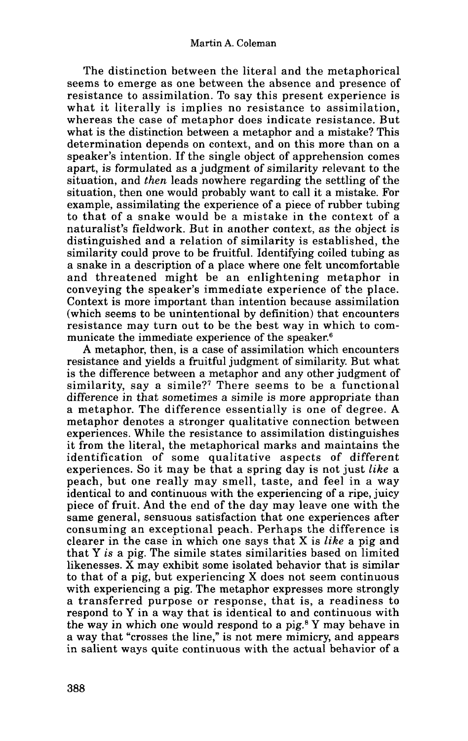The distinction between the literal and the metaphorical seems to emerge as one between the absence and presence of resistance to assimilation. To say this present experience is what it literally is implies no resistance to assimilation, whereas the case of metaphor does indicate resistance. But what is the distinction between a metaphor and a mistake? This determination depends on context, and on this more than on a speaker's intention. If the single object of apprehension comes apart, is formulated as a judgment of similarity relevant to the situation, and *then* leads nowhere regarding the settling of the situation, then one would probably want to call it a mistake. For example, assimilating the experience of a piece of rubber tubing to that of a snake would be a mistake in the context of a naturalist's fieldwork. But in another context, as the object is distinguished and a relation of similarity is established, the similarity could prove to be fruitful. Identifying coiled tubing as a snake in a description of a place where one felt uncomfortable and threatened might be an enlightening metaphor in conveying the speaker's immediate experience of the place. Context is more important than intention because assimilation (which seems to be unintentional by definition) that encounters resistance may turn out to be the best way in which to communicate the immediate experience of the speaker.[6]

A metaphor, then, is a case of assimilation which encounters resistance and yields a fruitful judgment of similarity. But what is the difference between a metaphor and any other judgment of similarity, say a simile?[7] There seems to be a functional difference in that sometimes a simile is more appropriate than a metaphor. The difference essentially is one of degree. A metaphor denotes a stronger qualitative connection between experiences. While the resistance to assimilation distinguishes it from the literal, the metaphorical marks and maintains the identification of some qualitative aspects of different experiences. So it may be that a spring day is not just *like* a peach, but one really may smell, taste, and feel in a way identical to and continuous with the experiencing of a ripe, juicy piece of fruit. And the end of the day may leave one with the same general, sensuous satisfaction that one experiences after consuming an exceptional peach. Perhaps the difference is clearer in the case in which one says that X is *like* a pig and that Y *is* a pig. The simile states similarities based on limited likenesses. X may exhibit some isolated behavior that is similar to that of a pig, but experiencing X does not seem continuous with experiencing a pig. The metaphor expresses more strongly a transferred purpose or response, that is, a readiness to respond to Y in a way that is identical to and continuous with the way in which one would respond to a pig.[8] Y may behave in a way that "crosses the line," is not mere mimicry, and appears in salient ways quite continuous with the actual behavior of a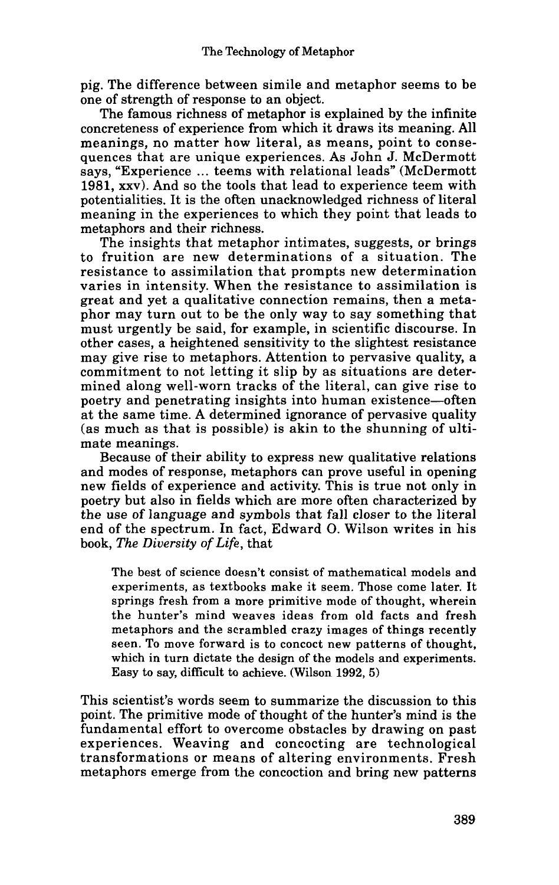pig. The difference between simile and metaphor seems to be one of strength of response to an object.

The famous richness of metaphor is explained by the infinite concreteness of experience from which it draws its meaning. All meanings, no matter how literal, as means, point to consequences that are unique experiences. As John J. McDermott says, "Experience ... teems with relational leads" (McDermott 1981, xxv). And so the tools that lead to experience teem with potentialities. It is the often unacknowledged richness of literal meaning in the experiences to which they point that leads to metaphors and their richness.

The insights that metaphor intimates, suggests, or brings to fruition are new determinations of a situation. The resistance to assimilation that prompts new determination varies in intensity. When the resistance to assimilation is great and yet a qualitative connection remains, then a metaphor may turn out to be the only way to say something that must urgently be said, for example, in scientific discourse. In other cases, a heightened sensitivity to the slightest resistance may give rise to metaphors. Attention to pervasive quality, a commitment to not letting it slip by as situations are determined along well-worn tracks of the literal, can give rise to poetry and penetrating insights into human existence—often at the same time. A determined ignorance of pervasive quality (as much as that is possible) is akin to the shunning of ultimate meanings.

Because of their ability to express new qualitative relations and modes of response, metaphors can prove useful in opening new fields of experience and activity. This is true not only in poetry but also in fields which are more often characterized by the use of language and symbols that fall closer to the literal end of the spectrum. In fact, Edward O. Wilson writes in his book, *The Diversity of Life*, that

> The best of science doesn't consist of mathematical models and experiments, as textbooks make it seem. Those come later. It springs fresh from a more primitive mode of thought, wherein the hunter's mind weaves ideas from old facts and fresh metaphors and the scrambled crazy images of things recently seen. To move forward is to concoct new patterns of thought, which in turn dictate the design of the models and experiments. Easy to say, difficult to achieve. (Wilson 1992, 5)

This scientist's words seem to summarize the discussion to this point. The primitive mode of thought of the hunter's mind is the fundamental effort to overcome obstacles by drawing on past experiences. Weaving and concocting are technological transformations or means of altering environments. Fresh metaphors emerge from the concoction and bring new patterns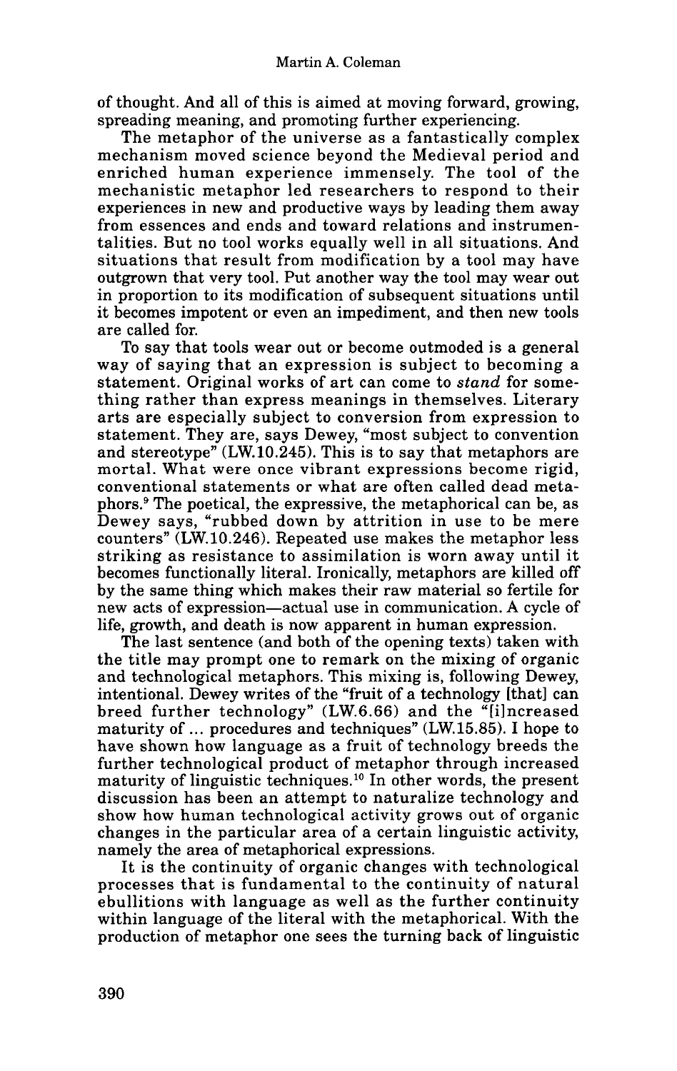of thought. And all of this is aimed at moving forward, growing, spreading meaning, and promoting further experiencing.

The metaphor of the universe as a fantastically complex mechanism moved science beyond the Medieval period and enriched human experience immensely. The tool of the mechanistic metaphor led researchers to respond to their experiences in new and productive ways by leading them away from essences and ends and toward relations and instrumentalities. But no tool works equally well in all situations. And situations that result from modification by a tool may have outgrown that very tool. Put another way the tool may wear out in proportion to its modification of subsequent situations until it becomes impotent or even an impediment, and then new tools are called for.

To say that tools wear out or become outmoded is a general way of saying that an expression is subject to becoming a statement. Original works of art can come to *stand* for something rather than express meanings in themselves. Literary arts are especially subject to conversion from expression to statement. They are, says Dewey, "most subject to convention and stereotype" (LW.10.245). This is to say that metaphors are mortal. What were once vibrant expressions become rigid, conventional statements or what are often called dead metaphors.[9] The poetical, the expressive, the metaphorical can be, as Dewey says, "rubbed down by attrition in use to be mere counters" (LW.10.246). Repeated use makes the metaphor less striking as resistance to assimilation is worn away until it becomes functionally literal. Ironically, metaphors are killed off by the same thing which makes their raw material so fertile for new acts of expression—actual use in communication. A cycle of life, growth, and death is now apparent in human expression.

The last sentence (and both of the opening texts) taken with the title may prompt one to remark on the mixing of organic and technological metaphors. This mixing is, following Dewey, intentional. Dewey writes of the "fruit of a technology [that] can breed further technology" (LW.6.66) and the "[i]ncreased maturity of ... procedures and techniques" (LW.15.85). I hope to have shown how language as a fruit of technology breeds the further technological product of metaphor through increased maturity of linguistic techniques.[10] In other words, the present discussion has been an attempt to naturalize technology and show how human technological activity grows out of organic changes in the particular area of a certain linguistic activity, namely the area of metaphorical expressions.

It is the continuity of organic changes with technological processes that is fundamental to the continuity of natural ebullitions with language as well as the further continuity within language of the literal with the metaphorical. With the production of metaphor one sees the turning back of linguistic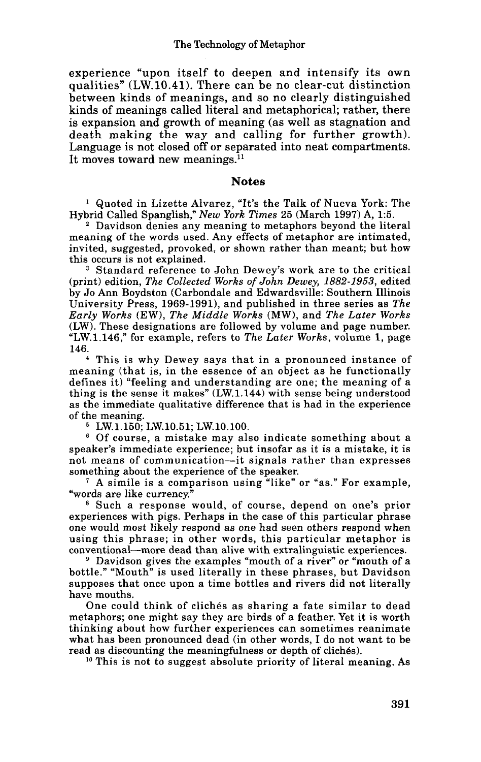experience "upon itself to deepen and intensify its own qualities" (LW.10.41). There can be no clear-cut distinction between kinds of meanings, and so no clearly distinguished kinds of meanings called literal and metaphorical; rather, there is expansion and growth of meaning (as well as stagnation and death making the way and calling for further growth). Language is not closed off or separated into neat compartments. It moves toward new meanings.[11]

## Notes

[1] Quoted in Lizette Alvarez, "It's the Talk of Nueva York: The Hybrid Called Spanglish," *New York Times* 25 (March 1997) A, 1:5.

[2] Davidson denies any meaning to metaphors beyond the literal meaning of the words used. Any effects of metaphor are intimated, invited, suggested, provoked, or shown rather than meant; but how this occurs is not explained.

[3] Standard reference to John Dewey's work are to the critical (print) edition, *The Collected Works of John Dewey, 1882-1953*, edited by Jo Ann Boydston (Carbondale and Edwardsville: Southern Illinois University Press, 1969-1991), and published in three series as *The Early Works* (EW), *The Middle Works* (MW), and *The Later Works* (LW). These designations are followed by volume and page number. "LW.1.146," for example, refers to *The Later Works*, volume 1, page 146.

[4] This is why Dewey says that in a pronounced instance of meaning (that is, in the essence of an object as he functionally defines it) "feeling and understanding are one; the meaning of a thing is the sense it makes" (LW.1.144) with sense being understood as the immediate qualitative difference that is had in the experience of the meaning.

[5] LW.1.150; LW.10.51; LW.10.100.

[6] Of course, a mistake may also indicate something about a speaker's immediate experience; but insofar as it is a mistake, it is not means of communication—it signals rather than expresses something about the experience of the speaker.

[7] A simile is a comparison using "like" or "as." For example, "words are like currency."

[8] Such a response would, of course, depend on one's prior experiences with pigs. Perhaps in the case of this particular phrase one would most likely respond as one had seen others respond when using this phrase; in other words, this particular metaphor is conventional—more dead than alive with extralinguistic experiences.

[9] Davidson gives the examples "mouth of a river" or "mouth of a bottle." "Mouth" is used literally in these phrases, but Davidson supposes that once upon a time bottles and rivers did not literally have mouths.

One could think of clichés as sharing a fate similar to dead metaphors; one might say they are birds of a feather. Yet it is worth thinking about how further experiences can sometimes reanimate what has been pronounced dead (in other words, I do not want to be read as discounting the meaningfulness or depth of clichés).

[10] This is not to suggest absolute priority of literal meaning. As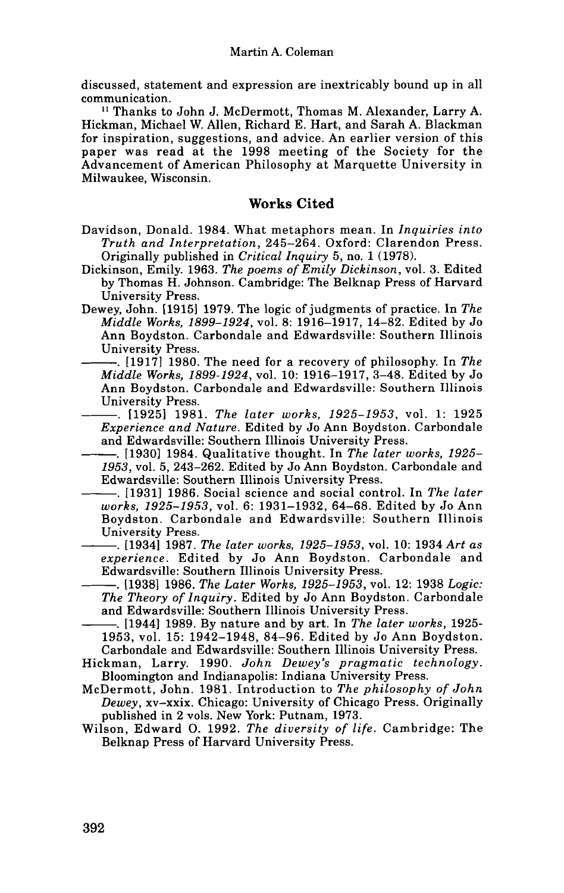discussed, statement and expression are inextricably bound up in all communication.

[11] Thanks to John J. McDermott, Thomas M. Alexander, Larry A. Hickman, Michael W. Allen, Richard E. Hart, and Sarah A. Blackman for inspiration, suggestions, and advice. An earlier version of this paper was read at the 1998 meeting of the Society for the Advancement of American Philosophy at Marquette University in Milwaukee, Wisconsin.

## Works Cited

Davidson, Donald. 1984. What metaphors mean. In *Inquiries into Truth and Interpretation*, 245–264. Oxford: Clarendon Press. Originally published in *Critical Inquiry* 5, no. 1 (1978).

Dickinson, Emily. 1963. *The poems of Emily Dickinson*, vol. 3. Edited by Thomas H. Johnson. Cambridge: The Belknap Press of Harvard University Press.

Dewey, John. [1915] 1979. The logic of judgments of practice. In *The Middle Works, 1899-1924*, vol. 8: 1916–1917, 14–82. Edited by Jo Ann Boydston. Carbondale and Edwardsville: Southern Illinois University Press.

———. [1917] 1980. The need for a recovery of philosophy. In *The Middle Works, 1899-1924*, vol. 10: 1916–1917, 3–48. Edited by Jo Ann Boydston. Carbondale and Edwardsville: Southern Illinois University Press.

———. [1925] 1981. *The later works, 1925–1953*, vol. 1: 1925 *Experience and Nature*. Edited by Jo Ann Boydston. Carbondale and Edwardsville: Southern Illinois University Press.

———. [1930] 1984. Qualitative thought. In *The later works, 1925–1953*, vol. 5, 243–262. Edited by Jo Ann Boydston. Carbondale and Edwardsville: Southern Illinois University Press.

———. [1931] 1986. Social science and social control. In *The later works, 1925–1953*, vol. 6: 1931–1932, 64–68. Edited by Jo Ann Boydston. Carbondale and Edwardsville: Southern Illinois University Press.

———. [1934] 1987. *The later works, 1925–1953*, vol. 10: 1934 *Art as experience*. Edited by Jo Ann Boydston. Carbondale and Edwardsville: Southern Illinois University Press.

———. [1938] 1986. *The Later Works, 1925–1953*, vol. 12: 1938 *Logic: The Theory of Inquiry*. Edited by Jo Ann Boydston. Carbondale and Edwardsville: Southern Illinois University Press.

———. [1944] 1989. By nature and by art. In *The later works*, 1925-1953, vol. 15: 1942–1948, 84–96. Edited by Jo Ann Boydston. Carbondale and Edwardsville: Southern Illinois University Press.

Hickman, Larry. 1990. *John Dewey's pragmatic technology*. Bloomington and Indianapolis: Indiana University Press.

McDermott, John. 1981. Introduction to *The philosophy of John Dewey*, xv–xxix. Chicago: University of Chicago Press. Originally published in 2 vols. New York: Putnam, 1973.

Wilson, Edward O. 1992. *The diversity of life*. Cambridge: The Belknap Press of Harvard University Press.